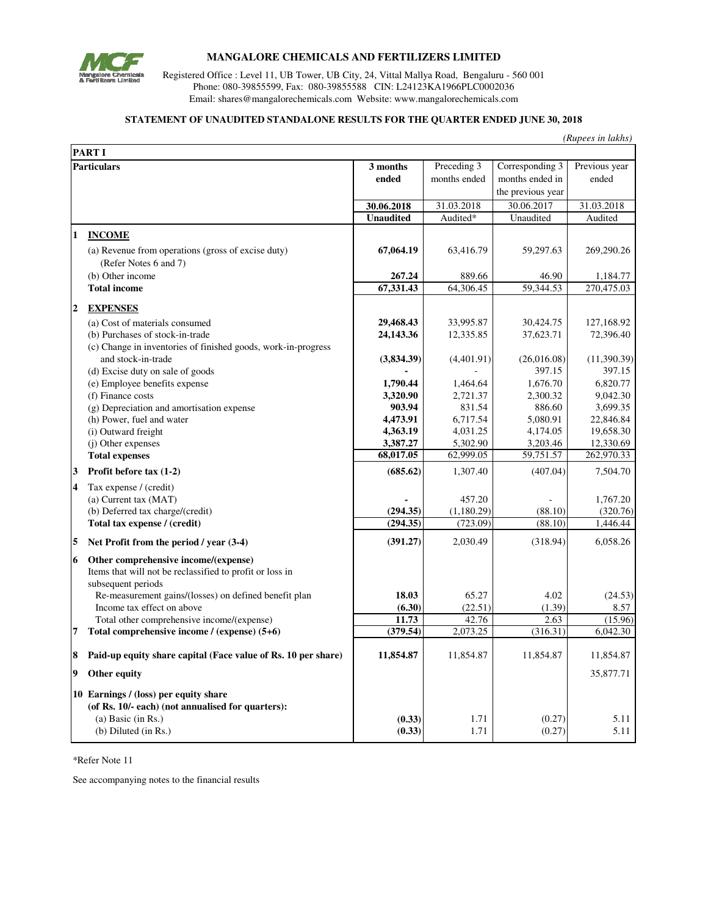# MANGALORE CHEMICALS AND FERTILIZERS LIMITED

Registered Office : Level 11, UB Tower, UB City, 24, Vittal Mallya Road, Bengaluru - 560 001
Phone: 080-39855599, Fax: 080-39855588 CIN: L24123KA1966PLC0002036
Email: shares@mangalorechemicals.com Website: www.mangalorechemicals.com

## STATEMENT OF UNAUDITED STANDALONE RESULTS FOR THE QUARTER ENDED JUNE 30, 2018

*(Rupees in lakhs)*

**PART I**

| | Particulars | 3 months ended | Preceding 3 months ended | Corresponding 3 months ended in the previous year | Previous year ended |
|---|---|---|---|---|---|
| | | **30.06.2018** | 31.03.2018 | 30.06.2017 | 31.03.2018 |
| | | **Unaudited** | Audited* | Unaudited | Audited |
| **1** | **INCOME** | | | | |
| | (a) Revenue from operations (gross of excise duty) (Refer Notes 6 and 7) | **67,064.19** | 63,416.79 | 59,297.63 | 269,290.26 |
| | (b) Other income | **267.24** | 889.66 | 46.90 | 1,184.77 |
| | **Total income** | **67,331.43** | 64,306.45 | 59,344.53 | 270,475.03 |
| **2** | **EXPENSES** | | | | |
| | (a) Cost of materials consumed | **29,468.43** | 33,995.87 | 30,424.75 | 127,168.92 |
| | (b) Purchases of stock-in-trade | **24,143.36** | 12,335.85 | 37,623.71 | 72,396.40 |
| | (c) Change in inventories of finished goods, work-in-progress and stock-in-trade | **(3,834.39)** | (4,401.91) | (26,016.08) | (11,390.39) |
| | (d) Excise duty on sale of goods | **-** | - | 397.15 | 397.15 |
| | (e) Employee benefits expense | **1,790.44** | 1,464.64 | 1,676.70 | 6,820.77 |
| | (f) Finance costs | **3,320.90** | 2,721.37 | 2,300.32 | 9,042.30 |
| | (g) Depreciation and amortisation expense | **903.94** | 831.54 | 886.60 | 3,699.35 |
| | (h) Power, fuel and water | **4,473.91** | 6,717.54 | 5,080.91 | 22,846.84 |
| | (i) Outward freight | **4,363.19** | 4,031.25 | 4,174.05 | 19,658.30 |
| | (j) Other expenses | **3,387.27** | 5,302.90 | 3,203.46 | 12,330.69 |
| | **Total expenses** | **68,017.05** | 62,999.05 | 59,751.57 | 262,970.33 |
| **3** | **Profit before tax (1-2)** | **(685.62)** | 1,307.40 | (407.04) | 7,504.70 |
| **4** | Tax expense / (credit) | | | | |
| | (a) Current tax (MAT) | **-** | 457.20 | - | 1,767.20 |
| | (b) Deferred tax charge/(credit) | **(294.35)** | (1,180.29) | (88.10) | (320.76) |
| | **Total tax expense / (credit)** | **(294.35)** | (723.09) | (88.10) | 1,446.44 |
| **5** | **Net Profit from the period / year (3-4)** | **(391.27)** | 2,030.49 | (318.94) | 6,058.26 |
| **6** | **Other comprehensive income/(expense)** | | | | |
| | Items that will not be reclassified to profit or loss in subsequent periods | | | | |
| | Re-measurement gains/(losses) on defined benefit plan | **18.03** | 65.27 | 4.02 | (24.53) |
| | Income tax effect on above | **(6.30)** | (22.51) | (1.39) | 8.57 |
| | Total other comprehensive income/(expense) | **11.73** | 42.76 | 2.63 | (15.96) |
| **7** | **Total comprehensive income / (expense) (5+6)** | **(379.54)** | 2,073.25 | (316.31) | 6,042.30 |
| **8** | **Paid-up equity share capital (Face value of Rs. 10 per share)** | **11,854.87** | 11,854.87 | 11,854.87 | 11,854.87 |
| **9** | **Other equity** | | | | 35,877.71 |
| **10** | **Earnings / (loss) per equity share (of Rs. 10/- each) (not annualised for quarters):** | | | | |
| | (a) Basic (in Rs.) | **(0.33)** | 1.71 | (0.27) | 5.11 |
| | (b) Diluted (in Rs.) | **(0.33)** | 1.71 | (0.27) | 5.11 |

*Refer Note 11

See accompanying notes to the financial results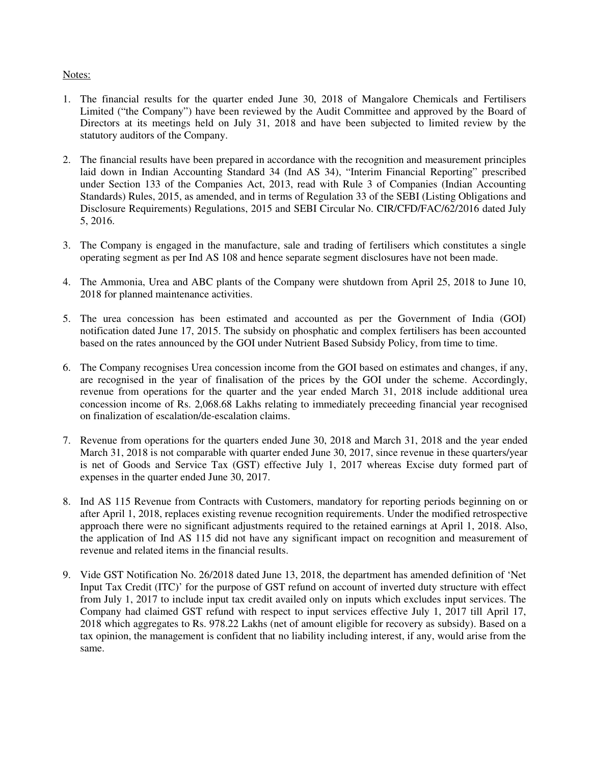Notes:

1. The financial results for the quarter ended June 30, 2018 of Mangalore Chemicals and Fertilisers Limited ("the Company") have been reviewed by the Audit Committee and approved by the Board of Directors at its meetings held on July 31, 2018 and have been subjected to limited review by the statutory auditors of the Company.

2. The financial results have been prepared in accordance with the recognition and measurement principles laid down in Indian Accounting Standard 34 (Ind AS 34), "Interim Financial Reporting" prescribed under Section 133 of the Companies Act, 2013, read with Rule 3 of Companies (Indian Accounting Standards) Rules, 2015, as amended, and in terms of Regulation 33 of the SEBI (Listing Obligations and Disclosure Requirements) Regulations, 2015 and SEBI Circular No. CIR/CFD/FAC/62/2016 dated July 5, 2016.

3. The Company is engaged in the manufacture, sale and trading of fertilisers which constitutes a single operating segment as per Ind AS 108 and hence separate segment disclosures have not been made.

4. The Ammonia, Urea and ABC plants of the Company were shutdown from April 25, 2018 to June 10, 2018 for planned maintenance activities.

5. The urea concession has been estimated and accounted as per the Government of India (GOI) notification dated June 17, 2015. The subsidy on phosphatic and complex fertilisers has been accounted based on the rates announced by the GOI under Nutrient Based Subsidy Policy, from time to time.

6. The Company recognises Urea concession income from the GOI based on estimates and changes, if any, are recognised in the year of finalisation of the prices by the GOI under the scheme. Accordingly, revenue from operations for the quarter and the year ended March 31, 2018 include additional urea concession income of Rs. 2,068.68 Lakhs relating to immediately preceeding financial year recognised on finalization of escalation/de-escalation claims.

7. Revenue from operations for the quarters ended June 30, 2018 and March 31, 2018 and the year ended March 31, 2018 is not comparable with quarter ended June 30, 2017, since revenue in these quarters/year is net of Goods and Service Tax (GST) effective July 1, 2017 whereas Excise duty formed part of expenses in the quarter ended June 30, 2017.

8. Ind AS 115 Revenue from Contracts with Customers, mandatory for reporting periods beginning on or after April 1, 2018, replaces existing revenue recognition requirements. Under the modified retrospective approach there were no significant adjustments required to the retained earnings at April 1, 2018. Also, the application of Ind AS 115 did not have any significant impact on recognition and measurement of revenue and related items in the financial results.

9. Vide GST Notification No. 26/2018 dated June 13, 2018, the department has amended definition of 'Net Input Tax Credit (ITC)' for the purpose of GST refund on account of inverted duty structure with effect from July 1, 2017 to include input tax credit availed only on inputs which excludes input services. The Company had claimed GST refund with respect to input services effective July 1, 2017 till April 17, 2018 which aggregates to Rs. 978.22 Lakhs (net of amount eligible for recovery as subsidy). Based on a tax opinion, the management is confident that no liability including interest, if any, would arise from the same.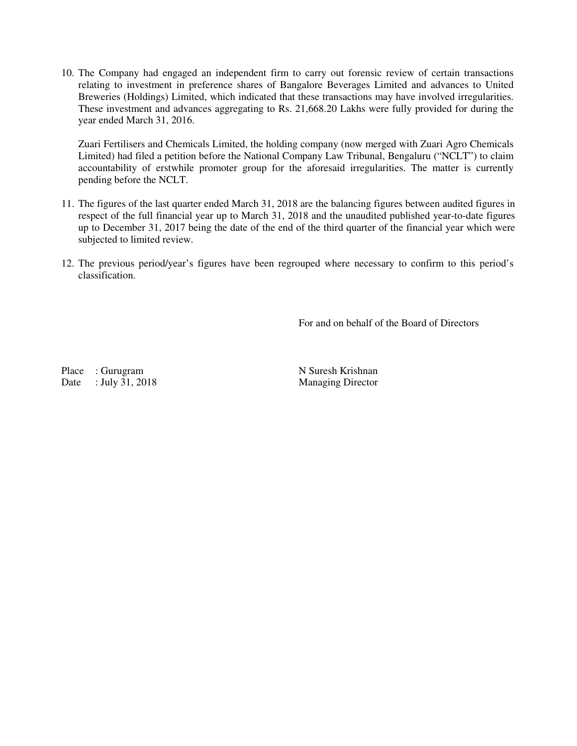10. The Company had engaged an independent firm to carry out forensic review of certain transactions relating to investment in preference shares of Bangalore Beverages Limited and advances to United Breweries (Holdings) Limited, which indicated that these transactions may have involved irregularities. These investment and advances aggregating to Rs. 21,668.20 Lakhs were fully provided for during the year ended March 31, 2016.

    Zuari Fertilisers and Chemicals Limited, the holding company (now merged with Zuari Agro Chemicals Limited) had filed a petition before the National Company Law Tribunal, Bengaluru ("NCLT") to claim accountability of erstwhile promoter group for the aforesaid irregularities. The matter is currently pending before the NCLT.

11. The figures of the last quarter ended March 31, 2018 are the balancing figures between audited figures in respect of the full financial year up to March 31, 2018 and the unaudited published year-to-date figures up to December 31, 2017 being the date of the end of the third quarter of the financial year which were subjected to limited review.

12. The previous period/year's figures have been regrouped where necessary to confirm to this period's classification.

For and on behalf of the Board of Directors

Place : Gurugram
Date : July 31, 2018

N Suresh Krishnan
Managing Director